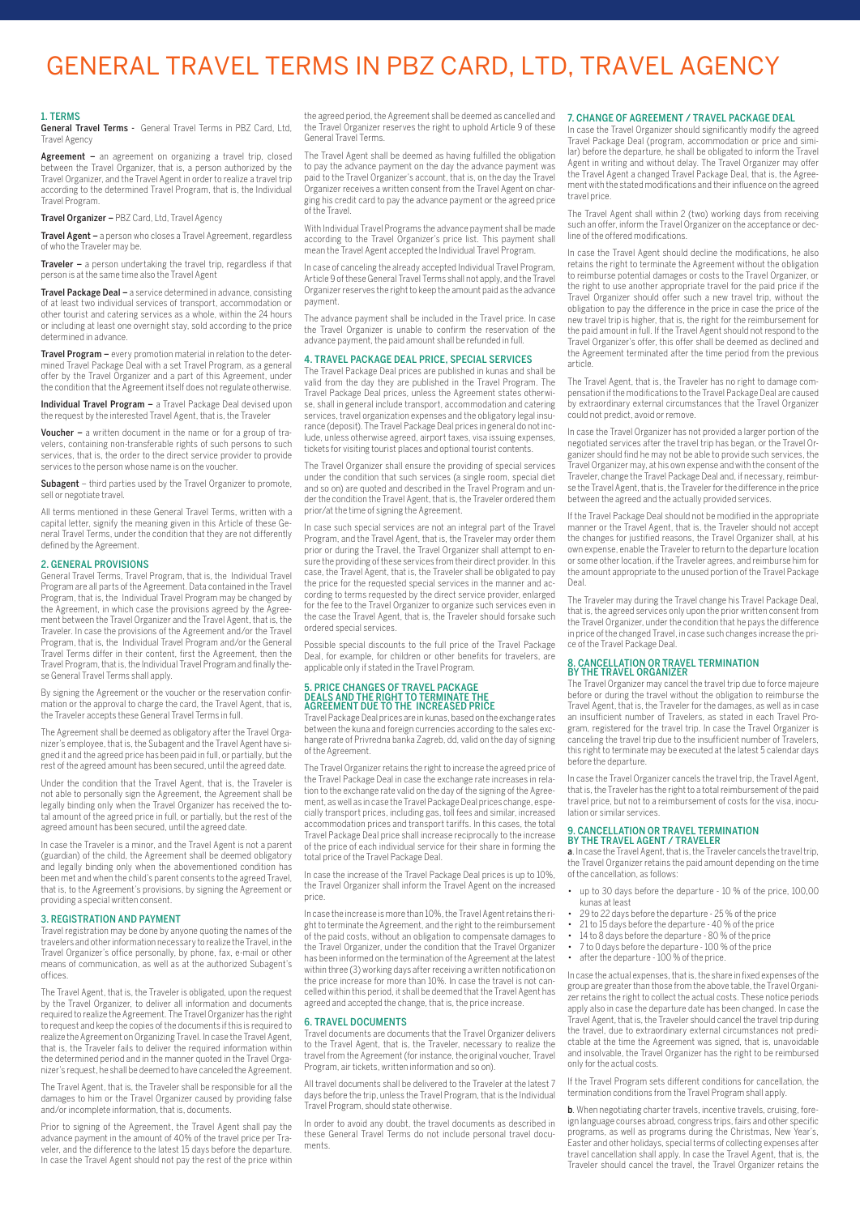# GENERAL TRAVEL TERMS IN PBZ CARD, LTD, TRAVEL AGENCY

## 1. TERMS

**General Travel Terms** - General Travel Terms in PBZ Card, Ltd, Travel Agency

**Agreement –** an agreement on organizing a travel trip, closed between the Travel Organizer, that is, a person authorized by the Travel Organizer, and the Travel Agent in order to realize a travel trip according to the determined Travel Program, that is, the Individual Travel Program.

**Travel Organizer –** PBZ Card, Ltd, Travel Agency

**Travel Agent –** a person who closes a Travel Agreement, regardless of who the Traveler may be.

**Traveler –** a person undertaking the travel trip, regardless if that person is at the same time also the Travel Agent

**Travel Package Deal –** a service determined in advance, consisting of at least two individual services of transport, accommodation or other tourist and catering services as a whole, within the 24 hours or including at least one overnight stay, sold according to the price determined in advance.

**Travel Program –** every promotion material in relation to the determined Travel Package Deal with a set Travel Program, as a general offer by the Travel Organizer and a part of this Agreement, under the condition that the Agreement itself does not regulate otherwise.

**Individual Travel Program –** a Travel Package Deal devised upon the request by the interested Travel Agent, that is, the Traveler

**Voucher –** a written document in the name or for a group of travelers, containing non-transferable rights of such persons to such services, that is, the order to the direct service provider to provide services to the person whose name is on the voucher.

**Subagent** – third parties used by the Travel Organizer to promote, sell or negotiate travel.

All terms mentioned in these General Travel Terms, written with a capital letter, signify the meaning given in this Article of these General Travel Terms, under the condition that they are not differently defined by the Agreement.

## 2. GENERAL PROVISIONS

General Travel Terms, Travel Program, that is, the Individual Travel Program are all parts of the Agreement. Data contained in the Travel Program, that is, the Individual Travel Program may be changed by the Agreement, in which case the provisions agreed by the Agreement between the Travel Organizer and the Travel Agent, that is, the Traveler. In case the provisions of the Agreement and/or the Travel Program, that is, the Individual Travel Program and/or the General Travel Terms differ in their content, first the Agreement, then the Travel Program, that is, the Individual Travel Program and finally these General Travel Terms shall apply.

By signing the Agreement or the voucher or the reservation confirmation or the approval to charge the card, the Travel Agent, that is, the Traveler accepts these General Travel Terms in full.

The Agreement shall be deemed as obligatory after the Travel Organizer's employee, that is, the Subagent and the Travel Agent have signed it and the agreed price has been paid in full, or partially, but the rest of the agreed amount has been secured, until the agreed date.

Under the condition that the Travel Agent, that is, the Traveler is not able to personally sign the Agreement, the Agreement shall be legally binding only when the Travel Organizer has received the total amount of the agreed price in full, or partially, but the rest of the agreed amount has been secured, until the agreed date.

In case the Traveler is a minor, and the Travel Agent is not a parent (guardian) of the child, the Agreement shall be deemed obligatory and legally binding only when the abovementioned condition has been met and when the child's parent consents to the agreed Travel, that is, to the Agreement's provisions, by signing the Agreement or providing a special written consent.

## 3. REGISTRATION AND PAYMENT

Travel registration may be done by anyone quoting the names of the travelers and other information necessary to realize the Travel, in the Travel Organizer's office personally, by phone, fax, e-mail or other means of communication, as well as at the authorized Subagent's offices.

The Travel Agent, that is, the Traveler is obligated, upon the request by the Travel Organizer, to deliver all information and documents required to realize the Agreement. The Travel Organizer has the right to request and keep the copies of the documents if this is required to realize the Agreement on Organizing Travel. In case the Travel Agent, that is, the Traveler fails to deliver the required information within the determined period and in the manner quoted in the Travel Organizer's request, he shall be deemed to have canceled the Agreement.

The Travel Agent, that is, the Traveler shall be responsible for all the damages to him or the Travel Organizer caused by providing false and/or incomplete information, that is, documents.

Prior to signing of the Agreement, the Travel Agent shall pay the advance payment in the amount of 40% of the travel price per Traveler, and the difference to the latest 15 days before the departure. In case the Travel Agent should not pay the rest of the price within the agreed period, the Agreement shall be deemed as cancelled and the Travel Organizer reserves the right to uphold Article 9 of these General Travel Terms.

The Travel Agent shall be deemed as having fulfilled the obligation to pay the advance payment on the day the advance payment was paid to the Travel Organizer's account, that is, on the day the Travel Organizer receives a written consent from the Travel Agent on charging his credit card to pay the advance payment or the agreed price of the Travel.

With Individual Travel Programs the advance payment shall be made according to the Travel Organizer's price list. This payment shall mean the Travel Agent accepted the Individual Travel Program.

In case of canceling the already accepted Individual Travel Program, Article 9 of these General Travel Terms shall not apply, and the Travel Organizer reserves the right to keep the amount paid as the advance payment.

The advance payment shall be included in the Travel price. In case the Travel Organizer is unable to confirm the reservation of the advance payment, the paid amount shall be refunded in full.

## 4. TRAVEL PACKAGE DEAL PRICE, SPECIAL SERVICES

The Travel Package Deal prices are published in kunas and shall be valid from the day they are published in the Travel Program. The Travel Package Deal prices, unless the Agreement states otherwise, shall in general include transport, accommodation and catering services, travel organization expenses and the obligatory legal insurance (deposit). The Travel Package Deal prices in general do not include, unless otherwise agreed, airport taxes, visa issuing expenses, tickets for visiting tourist places and optional tourist contents.

The Travel Organizer shall ensure the providing of special services under the condition that such services (a single room, special diet and so on) are quoted and described in the Travel Program and under the condition the Travel Agent, that is, the Traveler ordered them prior/at the time of signing the Agreement.

In case such special services are not an integral part of the Travel Program, and the Travel Agent, that is, the Traveler may order them prior or during the Travel, the Travel Organizer shall attempt to ensure the providing of these services from their direct provider. In this case, the Travel Agent, that is, the Traveler shall be obligated to pay the price for the requested special services in the manner and according to terms requested by the direct service provider, enlarged for the fee to the Travel Organizer to organize such services even in the case the Travel Agent, that is, the Traveler should forsake such ordered special services.

Possible special discounts to the full price of the Travel Package Deal, for example, for children or other benefits for travelers, are applicable only if stated in the Travel Program.

## 5. PRICE CHANGES OF TRAVEL PACKAGE DEALS AND THE RIGHT TO TERMINATE THE AGREEMENT DUE TO THE INCREASED PRICE

Travel Package Deal prices are in kunas, based on the exchange rates between the kuna and foreign currencies according to the sales exchange rate of Privredna banka Zagreb, dd, valid on the day of signing of the Agreement.

The Travel Organizer retains the right to increase the agreed price of the Travel Package Deal in case the exchange rate increases in relation to the exchange rate valid on the day of the signing of the Agreement, as well as in case the Travel Package Deal prices change, especially transport prices, including gas, toll fees and similar, increased accommodation prices and transport tariffs. In this cases, the total Travel Package Deal price shall increase reciprocally to the increase of the price of each individual service for their share in forming the total price of the Travel Package Deal.

In case the increase of the Travel Package Deal prices is up to 10%, the Travel Organizer shall inform the Travel Agent on the increased price.

In case the increase is more than 10%, the Travel Agent retains the right to terminate the Agreement, and the right to the reimbursement of the paid costs, without an obligation to compensate damages to the Travel Organizer, under the condition that the Travel Organizer has been informed on the termination of the Agreement at the latest within three (3) working days after receiving a written notification on the price increase for more than 10%. In case the travel is not cancelled within this period, it shall be deemed that the Travel Agent has agreed and accepted the change, that is, the price increase.

## 6. TRAVEL DOCUMENTS

Travel documents are documents that the Travel Organizer delivers to the Travel Agent, that is, the Traveler, necessary to realize the travel from the Agreement (for instance, the original voucher, Travel Program, air tickets, written information and so on).

All travel documents shall be delivered to the Traveler at the latest 7 days before the trip, unless the Travel Program, that is the Individual Travel Program, should state otherwise.

In order to avoid any doubt, the travel documents as described in these General Travel Terms do not include personal travel documents.

## 7. CHANGE OF AGREEMENT / TRAVEL PACKAGE DEAL

In case the Travel Organizer should significantly modify the agreed Travel Package Deal (program, accommodation or price and similar) before the departure, he shall be obligated to inform the Travel Agent in writing and without delay. The Travel Organizer may offer the Travel Agent a changed Travel Package Deal, that is, the Agreement with the stated modifications and their influence on the agreed travel price.

The Travel Agent shall within 2 (two) working days from receiving such an offer, inform the Travel Organizer on the acceptance or decline of the offered modifications.

In case the Travel Agent should decline the modifications, he also retains the right to terminate the Agreement without the obligation to reimburse potential damages or costs to the Travel Organizer, or the right to use another appropriate travel for the paid price if the Travel Organizer should offer such a new travel trip, without the obligation to pay the difference in the price in case the price of the new travel trip is higher, that is, the right for the reimbursement for the paid amount in full. If the Travel Agent should not respond to the Travel Organizer's offer, this offer shall be deemed as declined and the Agreement terminated after the time period from the previous article.

The Travel Agent, that is, the Traveler has no right to damage compensation if the modifications to the Travel Package Deal are caused by extraordinary external circumstances that the Travel Organizer could not predict, avoid or remove.

In case the Travel Organizer has not provided a larger portion of the negotiated services after the travel trip has began, or the Travel Organizer should find he may not be able to provide such services, the Travel Organizer may, at his own expense and with the consent of the Traveler, change the Travel Package Deal and, if necessary, reimburse the Travel Agent, that is, the Traveler for the difference in the price between the agreed and the actually provided services.

If the Travel Package Deal should not be modified in the appropriate manner or the Travel Agent, that is, the Traveler should not accept the changes for justified reasons, the Travel Organizer shall, at his own expense, enable the Traveler to return to the departure location or some other location, if the Traveler agrees, and reimburse him for the amount appropriate to the unused portion of the Travel Package Deal.

The Traveler may during the Travel change his Travel Package Deal, that is, the agreed services only upon the prior written consent from the Travel Organizer, under the condition that he pays the difference in price of the changed Travel, in case such changes increase the price of the Travel Package Deal.

## 8. CANCELLATION OR TRAVEL TERMINATION BY THE TRAVEL ORGANIZER

The Travel Organizer may cancel the travel trip due to force majeure before or during the travel without the obligation to reimburse the Travel Agent, that is, the Traveler for the damages, as well as in case an insufficient number of Travelers, as stated in each Travel Program, registered for the travel trip. In case the Travel Organizer is canceling the travel trip due to the insufficient number of Travelers, this right to terminate may be executed at the latest 5 calendar days before the departure.

In case the Travel Organizer cancels the travel trip, the Travel Agent, that is, the Traveler has the right to a total reimbursement of the paid travel price, but not to a reimbursement of costs for the visa, inoculation or similar services.

## 9. CANCELLATION OR TRAVEL TERMINATION BY THE TRAVEL AGENT / TRAVELER

**a**. In case the Travel Agent, that is, the Traveler cancels the travel trip, the Travel Organizer retains the paid amount depending on the time of the cancellation, as follows:

- up to 30 days before the departure - 10 % of the price, 100,00 kunas at least
- 29 to 22 days before the departure - 25 % of the price
- 21 to 15 days before the departure - 40 % of the price
- 14 to 8 days before the departure - 80 % of the price
- 7 to 0 days before the departure - 100 % of the price
- after the departure - 100 % of the price.

In case the actual expenses, that is, the share in fixed expenses of the group are greater than those from the above table, the Travel Organizer retains the right to collect the actual costs. These notice periods apply also in case the departure date has been changed. In case the Travel Agent, that is, the Traveler should cancel the travel trip during the travel, due to extraordinary external circumstances not predictable at the time the Agreement was signed, that is, unavoidable and insolvable, the Travel Organizer has the right to be reimbursed only for the actual costs.

If the Travel Program sets different conditions for cancellation, the termination conditions from the Travel Program shall apply.

**b**. When negotiating charter travels, incentive travels, cruising, foreign language courses abroad, congress trips, fairs and other specific programs, as well as programs during the Christmas, New Year's, Easter and other holidays, special terms of collecting expenses after travel cancellation shall apply. In case the Travel Agent, that is, the Traveler should cancel the travel, the Travel Organizer retains the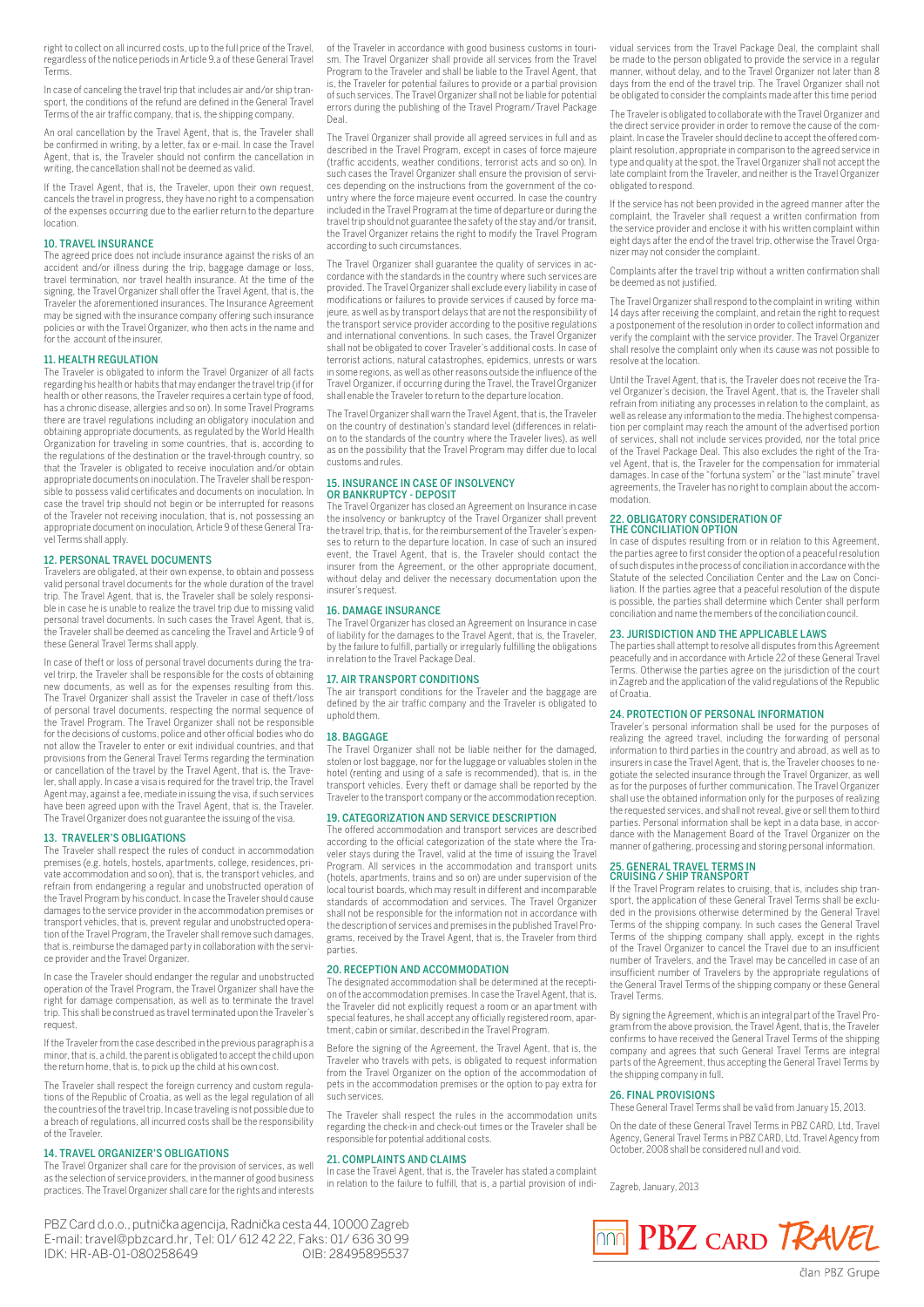right to collect on all incurred costs, up to the full price of the Travel, regardless of the notice periods in Article 9.a of these General Travel Terms.

In case of canceling the travel trip that includes air and/or ship transport, the conditions of the refund are defined in the General Travel Terms of the air traffic company, that is, the shipping company.

An oral cancellation by the Travel Agent, that is, the Traveler shall be confirmed in writing, by a letter, fax or e-mail. In case the Travel Agent, that is, the Traveler should not confirm the cancellation in writing, the cancellation shall not be deemed as valid.

If the Travel Agent, that is, the Traveler, upon their own request, cancels the travel in progress, they have no right to a compensation of the expenses occurring due to the earlier return to the departure location.

## 10. TRAVEL INSURANCE

The agreed price does not include insurance against the risks of an accident and/or illness during the trip, baggage damage or loss, travel termination, nor travel health insurance. At the time of the signing, the Travel Organizer shall offer the Travel Agent, that is, the Traveler the aforementioned insurances. The Insurance Agreement may be signed with the insurance company offering such insurance policies or with the Travel Organizer, who then acts in the name and for the account of the insurer.

## 11. HEALTH REGULATION

The Traveler is obligated to inform the Travel Organizer of all facts regarding his health or habits that may endanger the travel trip (if for health or other reasons, the Traveler requires a certain type of food, has a chronic disease, allergies and so on). In some Travel Programs there are travel regulations including an obligatory inoculation and obtaining appropriate documents, as regulated by the World Health Organization for traveling in some countries, that is, according to the regulations of the destination or the travel-through country, so that the Traveler is obligated to receive inoculation and/or obtain appropriate documents on inoculation. The Traveler shall be responsible to possess valid certificates and documents on inoculation. In case the travel trip should not begin or be interrupted for reasons of the Traveler not receiving inoculation, that is, not possessing an appropriate document on inoculation, Article 9 of these General Travel Terms shall apply.

## 12. PERSONAL TRAVEL DOCUMENTS

Travelers are obligated, at their own expense, to obtain and possess valid personal travel documents for the whole duration of the travel trip. The Travel Agent, that is, the Traveler shall be solely responsible in case he is unable to realize the travel trip due to missing valid personal travel documents. In such cases the Travel Agent, that is, the Traveler shall be deemed as canceling the Travel and Article 9 of these General Travel Terms shall apply.

In case of theft or loss of personal travel documents during the travel trirp, the Traveler shall be responsible for the costs of obtaining new documents, as well as for the expenses resulting from this. The Travel Organizer shall assist the Traveler in case of theft/loss of personal travel documents, respecting the normal sequence of the Travel Program. The Travel Organizer shall not be responsible for the decisions of customs, police and other official bodies who do not allow the Traveler to enter or exit individual countries, and that provisions from the General Travel Terms regarding the termination or cancellation of the travel by the Travel Agent, that is, the Traveler, shall apply. In case a visa is required for the travel trip, the Travel Agent may, against a fee, mediate in issuing the visa, if such services have been agreed upon with the Travel Agent, that is, the Traveler. The Travel Organizer does not guarantee the issuing of the visa.

## 13. TRAVELER'S OBLIGATIONS

The Traveler shall respect the rules of conduct in accommodation premises (e.g. hotels, hostels, apartments, college, residences, private accommodation and so on), that is, the transport vehicles, and refrain from endangering a regular and unobstructed operation of the Travel Program by his conduct. In case the Traveler should cause damages to the service provider in the accommodation premises or transport vehicles, that is, prevent regular and unobstructed operation of the Travel Program, the Traveler shall remove such damages, that is, reimburse the damaged party in collaboration with the service provider and the Travel Organizer.

In case the Traveler should endanger the regular and unobstructed operation of the Travel Program, the Travel Organizer shall have the right for damage compensation, as well as to terminate the travel trip. This shall be construed as travel terminated upon the Traveler's request.

If the Traveler from the case described in the previous paragraph is a minor, that is, a child, the parent is obligated to accept the child upon the return home, that is, to pick up the child at his own cost.

The Traveler shall respect the foreign currency and custom regulations of the Republic of Croatia, as well as the legal regulation of all the countries of the travel trip. In case traveling is not possible due to a breach of regulations, all incurred costs shall be the responsibility of the Traveler.

## 14. TRAVEL ORGANIZER'S OBLIGATIONS

The Travel Organizer shall care for the provision of services, as well as the selection of service providers, in the manner of good business practices. The Travel Organizer shall care for the rights and interests of the Traveler in accordance with good business customs in tourism. The Travel Organizer shall provide all services from the Travel Program to the Traveler and shall be liable to the Travel Agent, that is, the Traveler for potential failures to provide or a partial provision of such services. The Travel Organizer shall not be liable for potential errors during the publishing of the Travel Program/Travel Package Deal.

The Travel Organizer shall provide all agreed services in full and as described in the Travel Program, except in cases of force majeure (traffic accidents, weather conditions, terrorist acts and so on). In such cases the Travel Organizer shall ensure the provision of services depending on the instructions from the government of the country where the force majeure event occurred. In case the country included in the Travel Program at the time of departure or during the travel trip should not guarantee the safety of the stay and/or transit, the Travel Organizer retains the right to modify the Travel Program according to such circumstances.

The Travel Organizer shall guarantee the quality of services in accordance with the standards in the country where such services are provided. The Travel Organizer shall exclude every liability in case of modifications or failures to provide services if caused by force majeure, as well as by transport delays that are not the responsibility of the transport service provider according to the positive regulations and international conventions. In such cases, the Travel Organizer shall not be obligated to cover Traveler's additional costs. In case of terrorist actions, natural catastrophes, epidemics, unrests or wars in some regions, as well as other reasons outside the influence of the Travel Organizer, if occurring during the Travel, the Travel Organizer shall enable the Traveler to return to the departure location.

The Travel Organizer shall warn the Travel Agent, that is, the Traveler on the country of destination's standard level (differences in relation to the standards of the country where the Traveler lives), as well as on the possibility that the Travel Program may differ due to local customs and rules.

## 15. INSURANCE IN CASE OF INSOLVENCY OR BANKRUPTCY - DEPOSIT

The Travel Organizer has closed an Agreement on Insurance in case the insolvency or bankruptcy of the Travel Organizer shall prevent the travel trip, that is, for the reimbursement of the Traveler's expenses to return to the departure location. In case of such an insured event, the Travel Agent, that is, the Traveler should contact the insurer from the Agreement, or the other appropriate document, without delay and deliver the necessary documentation upon the insurer's request.

## 16. DAMAGE INSURANCE

The Travel Organizer has closed an Agreement on Insurance in case of liability for the damages to the Travel Agent, that is, the Traveler, by the failure to fulfill, partially or irregularly fulfilling the obligations in relation to the Travel Package Deal.

## 17. AIR TRANSPORT CONDITIONS

The air transport conditions for the Traveler and the baggage are defined by the air traffic company and the Traveler is obligated to uphold them.

## 18. BAGGAGE

The Travel Organizer shall not be liable neither for the damaged, stolen or lost baggage, nor for the luggage or valuables stolen in the hotel (renting and using of a safe is recommended), that is, in the transport vehicles. Every theft or damage shall be reported by the Traveler to the transport company or the accommodation reception.

## 19. CATEGORIZATION AND SERVICE DESCRIPTION

The offered accommodation and transport services are described according to the official categorization of the state where the Traveler stays during the Travel, valid at the time of issuing the Travel Program. All services in the accommodation and transport units (hotels, apartments, trains and so on) are under supervision of the local tourist boards, which may result in different and incomparable standards of accommodation and services. The Travel Organizer shall not be responsible for the information not in accordance with the description of services and premises in the published Travel Programs, received by the Travel Agent, that is, the Traveler from third parties.

## 20. RECEPTION AND ACCOMMODATION

The designated accommodation shall be determined at the reception of the accommodation premises. In case the Travel Agent, that is, the Traveler did not explicitly request a room or an apartment with special features, he shall accept any officially registered room, apartment, cabin or similar, described in the Travel Program.

Before the signing of the Agreement, the Travel Agent, that is, the Traveler who travels with pets, is obligated to request information from the Travel Organizer on the option of the accommodation of pets in the accommodation premises or the option to pay extra for such services.

The Traveler shall respect the rules in the accommodation units regarding the check-in and check-out times or the Traveler shall be responsible for potential additional costs.

## 21. COMPLAINTS AND CLAIMS

In case the Travel Agent, that is, the Traveler has stated a complaint in relation to the failure to fulfill, that is, a partial provision of individual services from the Travel Package Deal, the complaint shall be made to the person obligated to provide the service in a regular manner, without delay, and to the Travel Organizer not later than 8 days from the end of the travel trip. The Travel Organizer shall not be obligated to consider the complaints made after this time period

The Traveler is obligated to collaborate with the Travel Organizer and the direct service provider in order to remove the cause of the complaint. In case the Traveler should decline to accept the offered complaint resolution, appropriate in comparison to the agreed service in type and quality at the spot, the Travel Organizer shall not accept the late complaint from the Traveler, and neither is the Travel Organizer obligated to respond.

If the service has not been provided in the agreed manner after the complaint, the Traveler shall request a written confirmation from the service provider and enclose it with his written complaint within eight days after the end of the travel trip, otherwise the Travel Organizer may not consider the complaint.

Complaints after the travel trip without a written confirmation shall be deemed as not justified.

The Travel Organizer shall respond to the complaint in writing within 14 days after receiving the complaint, and retain the right to request a postponement of the resolution in order to collect information and verify the complaint with the service provider. The Travel Organizer shall resolve the complaint only when its cause was not possible to resolve at the location.

Until the Travel Agent, that is, the Traveler does not receive the Travel Organizer's decision, the Travel Agent, that is, the Traveler shall refrain from initiating any processes in relation to the complaint, as well as release any information to the media. The highest compensation per complaint may reach the amount of the advertised portion of services, shall not include services provided, nor the total price of the Travel Package Deal. This also excludes the right of the Travel Agent, that is, the Traveler for the compensation for immaterial damages. In case of the "fortuna system" or the "last minute" travel agreements, the Traveler has no right to complain about the accommodation.

## 22. OBLIGATORY CONSIDERATION OF THE CONCILIATION OPTION

In case of disputes resulting from or in relation to this Agreement, the parties agree to first consider the option of a peaceful resolution of such disputes in the process of conciliation in accordance with the Statute of the selected Conciliation Center and the Law on Conciliation. If the parties agree that a peaceful resolution of the dispute is possible, the parties shall determine which Center shall perform conciliation and name the members of the conciliation council.

## 23. JURISDICTION AND THE APPLICABLE LAWS

The parties shall attempt to resolve all disputes from this Agreement peacefully and in accordance with Article 22 of these General Travel Terms. Otherwise the parties agree on the jurisdiction of the court in Zagreb and the application of the valid regulations of the Republic of Croatia.

## 24. PROTECTION OF PERSONAL INFORMATION

Traveler's personal information shall be used for the purposes of realizing the agreed travel, including the forwarding of personal information to third parties in the country and abroad, as well as to insurers in case the Travel Agent, that is, the Traveler chooses to negotiate the selected insurance through the Travel Organizer, as well as for the purposes of further communication. The Travel Organizer shall use the obtained information only for the purposes of realizing the requested services, and shall not reveal, give or sell them to third parties. Personal information shall be kept in a data base, in accordance with the Management Board of the Travel Organizer on the manner of gathering, processing and storing personal information.

## 25. GENERAL TRAVEL TERMS IN CRUISING / SHIP TRANSPORT

If the Travel Program relates to cruising, that is, includes ship transport, the application of these General Travel Terms shall be excluded in the provisions otherwise determined by the General Travel Terms of the shipping company. In such cases the General Travel Terms of the shipping company shall apply, except in the rights of the Travel Organizer to cancel the Travel due to an insufficient number of Travelers, and the Travel may be cancelled in case of an insufficient number of Travelers by the appropriate regulations of the General Travel Terms of the shipping company or these General Travel Terms.

By signing the Agreement, which is an integral part of the Travel Program from the above provision, the Travel Agent, that is, the Traveler confirms to have received the General Travel Terms of the shipping company and agrees that such General Travel Terms are integral parts of the Agreement, thus accepting the General Travel Terms by the shipping company in full.

## 26. FINAL PROVISIONS

These General Travel Terms shall be valid from January 15, 2013.

On the date of these General Travel Terms in PBZ CARD, Ltd, Travel Agency, General Travel Terms in PBZ CARD, Ltd, Travel Agency from October, 2008 shall be considered null and void.

Zagreb, January, 2013

PBZ Card d.o.o., putnička agencija, Radnička cesta 44, 10000 Zagreb
E-mail: travel@pbzcard.hr, Tel: 01/ 612 42 22, Faks: 01/ 636 30 99
IDK: HR-AB-01-080258649 OIB: 28495895537

PBZ CARD TRAVEL

član PBZ Grupe